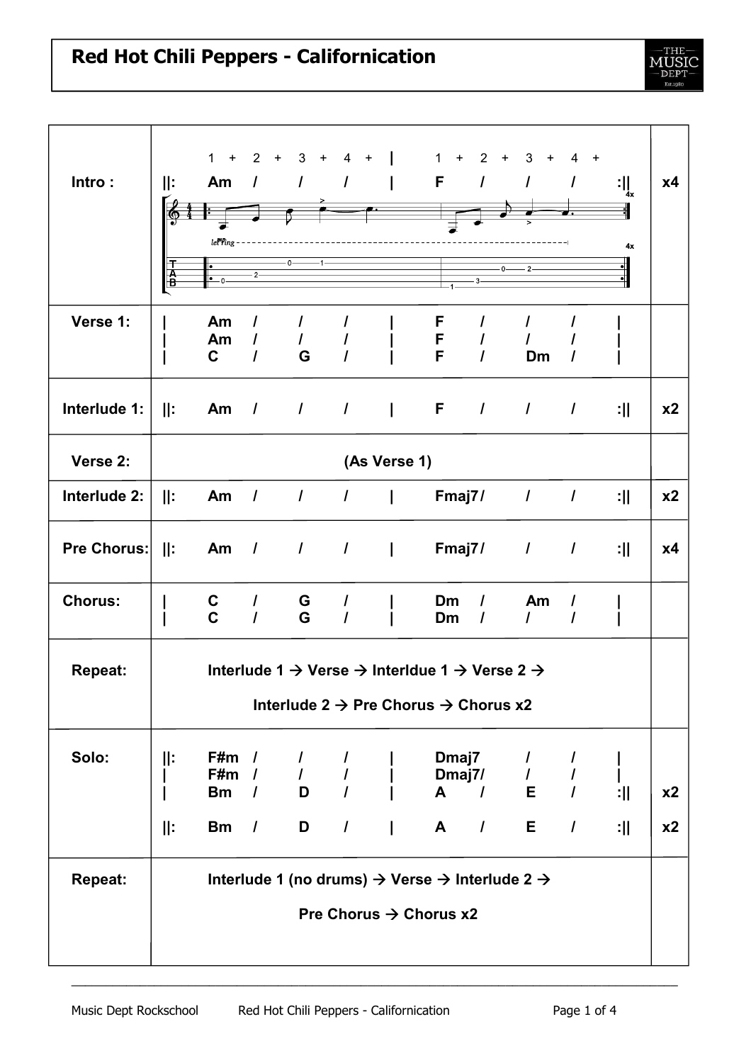# Red Hot Chili Peppers - Californication

| Section | Chords | Repeat |
|---|---|---|
| Intro : | 1 + 2 + 3 + 4 + \| 1 + 2 + 3 + 4 +<br>\|\|: Am / / / \| F / / / :\|\| | x4 |
| Verse 1: | \| Am / / / \| F / / / \|<br>\| Am / / / \| F / / / \|<br>\| C / G / \| F / Dm / \| | |
| Interlude 1: | \|\|: Am / / / \| F / / / :\|\| | x2 |
| Verse 2: | (As Verse 1) | |
| Interlude 2: | \|\|: Am / / / \| Fmaj7 / / / :\|\| | x2 |
| Pre Chorus: | \|\|: Am / / / \| Fmaj7 / / / :\|\| | x4 |
| Chorus: | \| C / G / \| Dm / Am / \|<br>\| C / G / \| Dm / / / \| | |
| Repeat: | Interlude 1 → Verse → Interldue 1 → Verse 2 →<br>Interlude 2 → Pre Chorus → Chorus x2 | |
| Solo: | \|\|: F#m / / / \| Dmaj7 / / \|<br>\| F#m / / / \| Dmaj7/ / / \|<br>\| Bm / D / \| A / E / :\|\| | x2 |
| | \|\|: Bm / D / \| A / E / :\|\| | x2 |
| Repeat: | Interlude 1 (no drums) → Verse → Interlude 2 →<br>Pre Chorus → Chorus x2 | |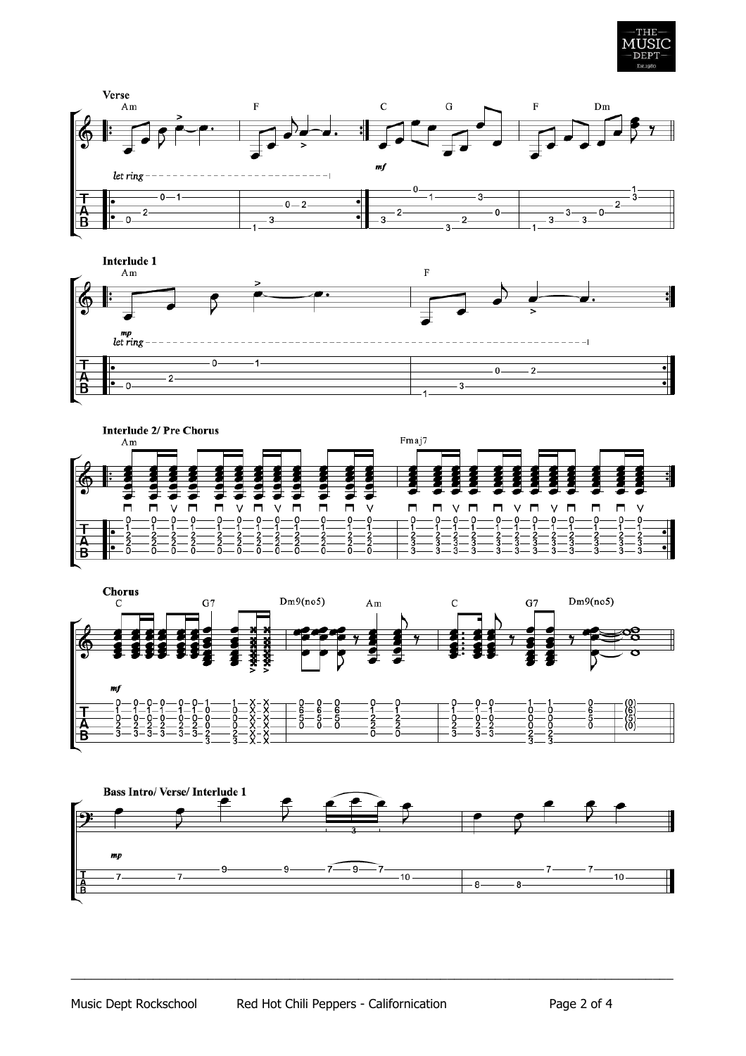## Verse

Am F C G F Dm

*mf*

*let ring*

## Interlude 1

Am F

*mp*

*let ring*

## Interlude 2/ Pre Chorus

Am Fmaj7

## Chorus

C G7 Dm9(no5) Am C G7 Dm9(no5)

*mf*

## Bass Intro/ Verse/ Interlude 1

*mp*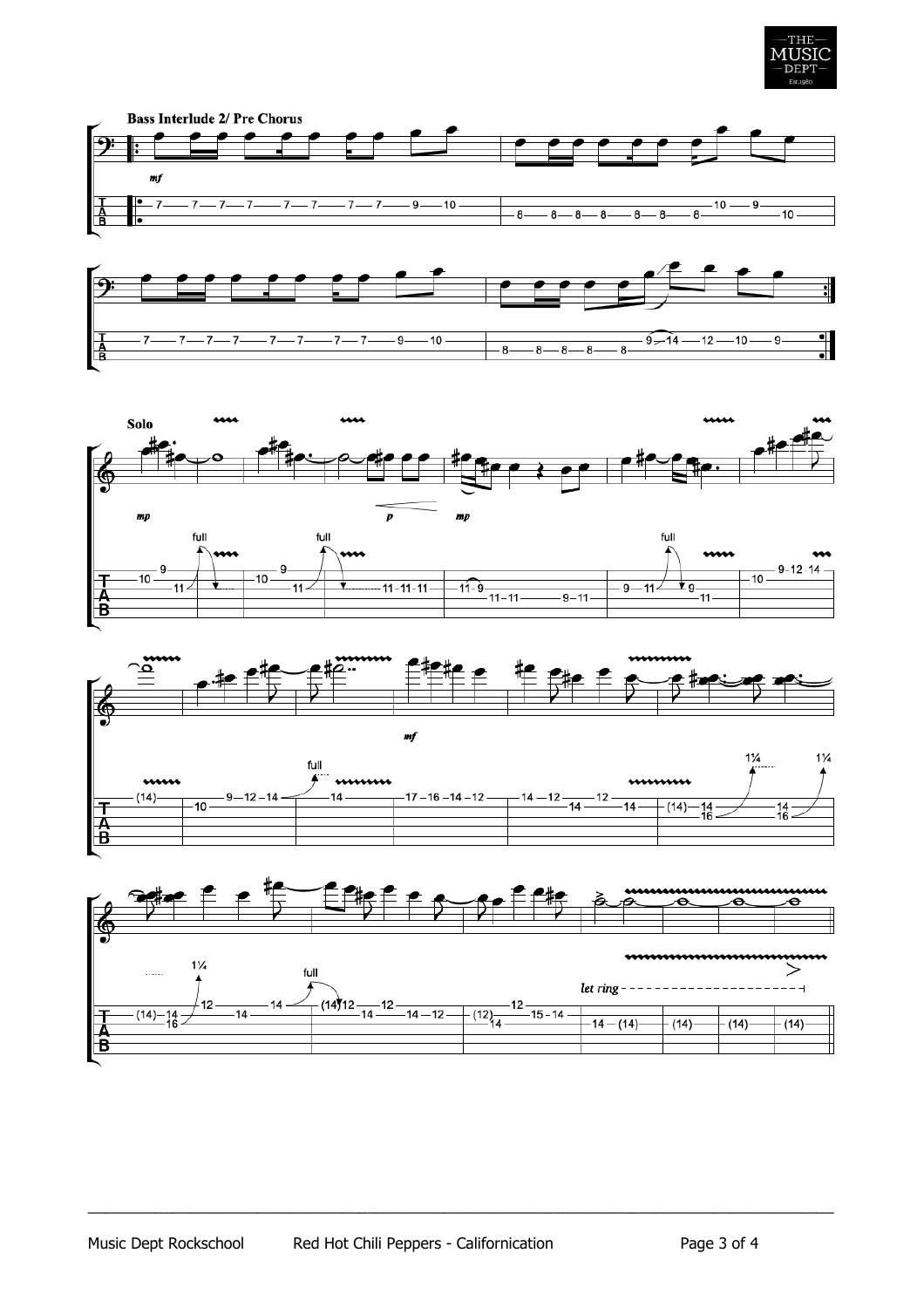**Bass Interlude 2/ Pre Chorus**

**Solo**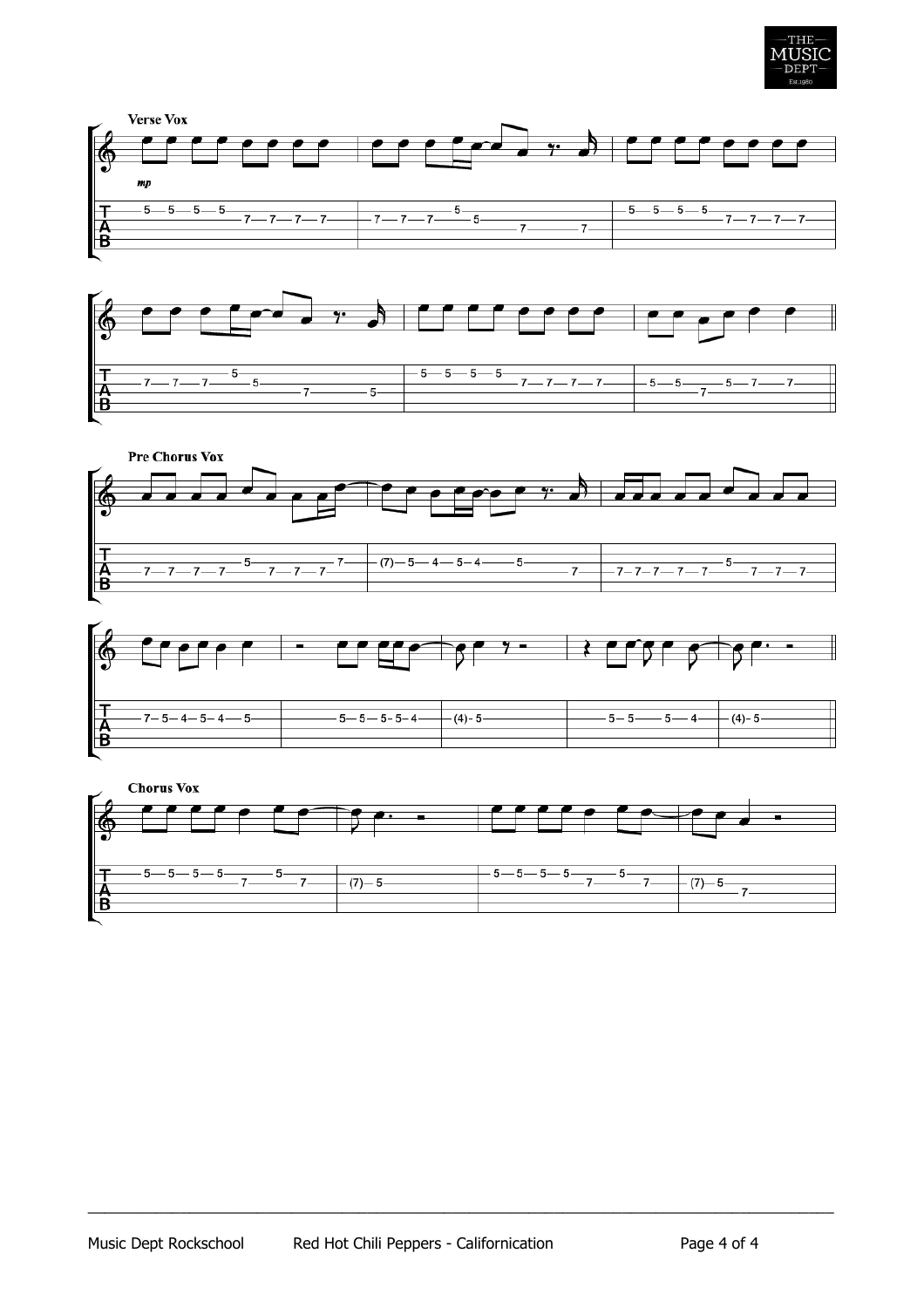### Verse Vox

*mp*

### Pre Chorus Vox

### Chorus Vox